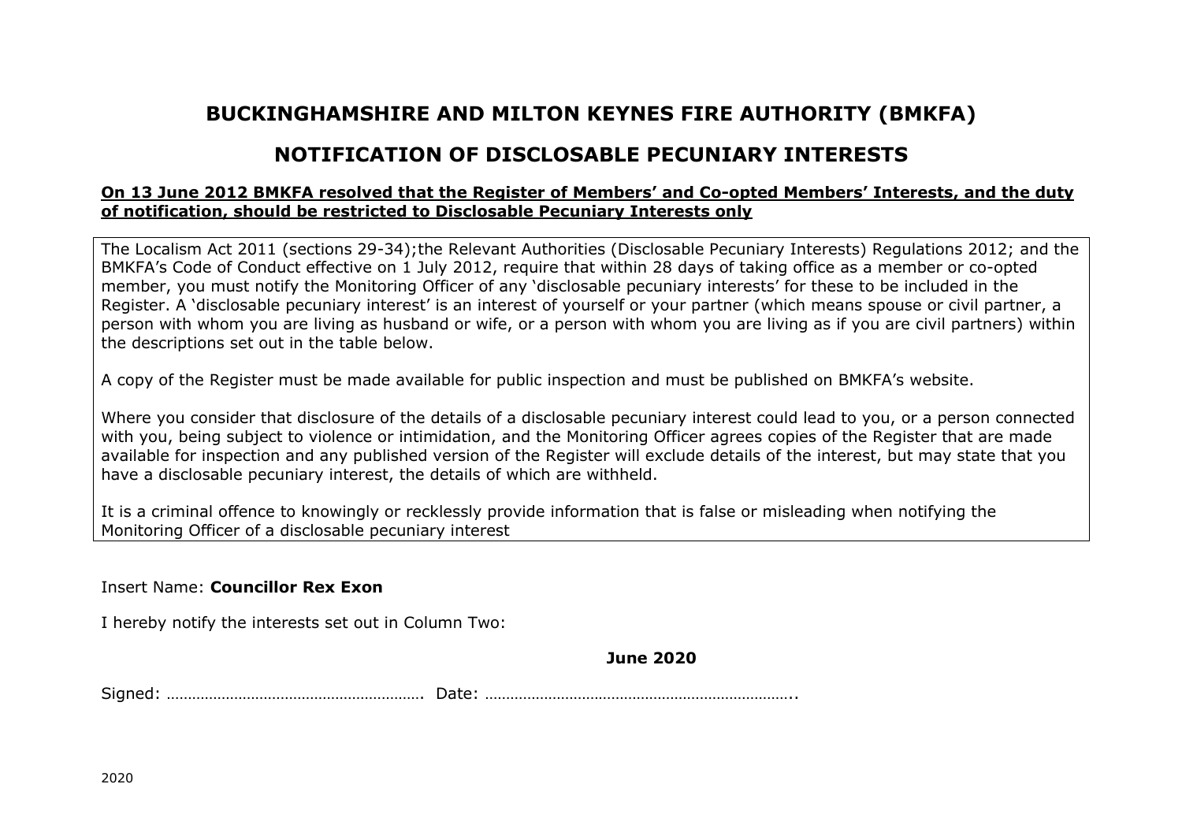# BUCKINGHAMSHIRE AND MILTON KEYNES FIRE AUTHORITY (BMKFA)

## NOTIFICATION OF DISCLOSABLE PECUNIARY INTERESTS

**On 13 June 2012 BMKFA resolved that the Register of Members' and Co-opted Members' Interests, and the duty of notification, should be restricted to Disclosable Pecuniary Interests only**

The Localism Act 2011 (sections 29-34);the Relevant Authorities (Disclosable Pecuniary Interests) Regulations 2012; and the BMKFA's Code of Conduct effective on 1 July 2012, require that within 28 days of taking office as a member or co-opted member, you must notify the Monitoring Officer of any 'disclosable pecuniary interests' for these to be included in the Register. A 'disclosable pecuniary interest' is an interest of yourself or your partner (which means spouse or civil partner, a person with whom you are living as husband or wife, or a person with whom you are living as if you are civil partners) within the descriptions set out in the table below.

A copy of the Register must be made available for public inspection and must be published on BMKFA's website.

Where you consider that disclosure of the details of a disclosable pecuniary interest could lead to you, or a person connected with you, being subject to violence or intimidation, and the Monitoring Officer agrees copies of the Register that are made available for inspection and any published version of the Register will exclude details of the interest, but may state that you have a disclosable pecuniary interest, the details of which are withheld.

It is a criminal offence to knowingly or recklessly provide information that is false or misleading when notifying the Monitoring Officer of a disclosable pecuniary interest

Insert Name: **Councillor Rex Exon**

I hereby notify the interests set out in Column Two:

**June 2020**

Signed: …………………………………………………… Date: ………………………………………………………………..

2020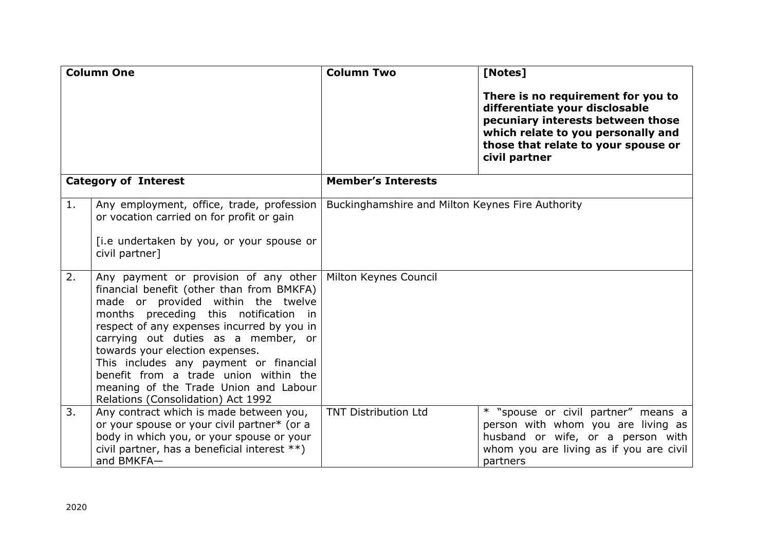| Column One | | Column Two | [Notes]<br><br>**There is no requirement for you to differentiate your disclosable pecuniary interests between those which relate to you personally and those that relate to your spouse or civil partner** |
|---|---|---|---|
| **Category of Interest** | | **Member's Interests** | |
| 1. | Any employment, office, trade, profession or vocation carried on for profit or gain<br><br>[i.e undertaken by you, or your spouse or civil partner] | Buckinghamshire and Milton Keynes Fire Authority | |
| 2. | Any payment or provision of any other financial benefit (other than from BMKFA) made or provided within the twelve months preceding this notification in respect of any expenses incurred by you in carrying out duties as a member, or towards your election expenses.<br>This includes any payment or financial benefit from a trade union within the meaning of the Trade Union and Labour Relations (Consolidation) Act 1992 | Milton Keynes Council | |
| 3. | Any contract which is made between you, or your spouse or your civil partner* (or a body in which you, or your spouse or your civil partner, has a beneficial interest **) and BMKFA— | TNT Distribution Ltd | * "spouse or civil partner" means a person with whom you are living as husband or wife, or a person with whom you are living as if you are civil partners |

2020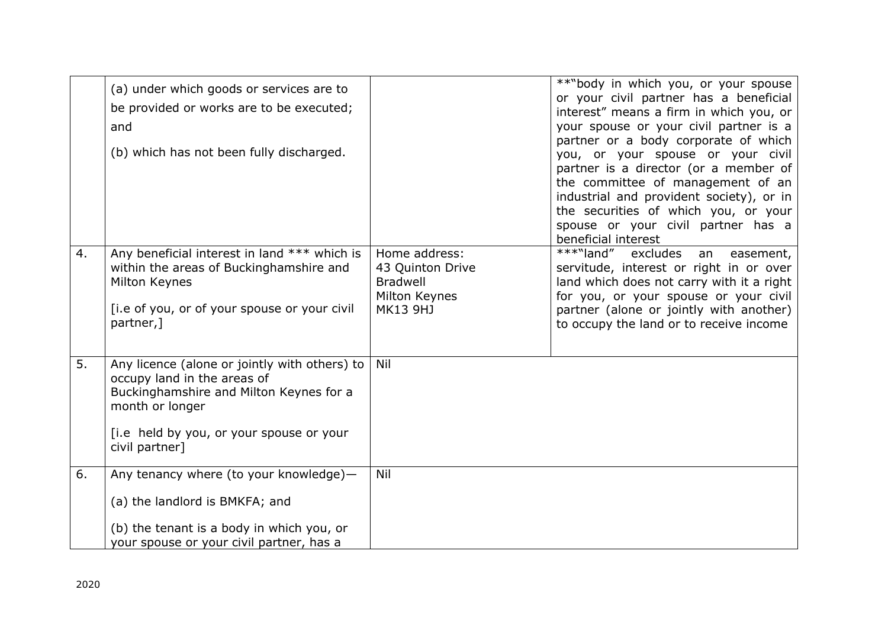|  |  |  |  |
|---|---|---|---|
|  | (a) under which goods or services are to be provided or works are to be executed; and<br><br>(b) which has not been fully discharged. |  | **"body in which you, or your spouse or your civil partner has a beneficial interest" means a firm in which you, or your spouse or your civil partner is a partner or a body corporate of which you, or your spouse or your civil partner is a director (or a member of the committee of management of an industrial and provident society), or in the securities of which you, or your spouse or your civil partner has a beneficial interest |
| 4. | Any beneficial interest in land *** which is within the areas of Buckinghamshire and Milton Keynes<br><br>[i.e of you, or of your spouse or your civil partner,] | Home address:<br>43 Quinton Drive<br>Bradwell<br>Milton Keynes<br>MK13 9HJ | ***"land" excludes an easement, servitude, interest or right in or over land which does not carry with it a right for you, or your spouse or your civil partner (alone or jointly with another) to occupy the land or to receive income |
| 5. | Any licence (alone or jointly with others) to occupy land in the areas of Buckinghamshire and Milton Keynes for a month or longer<br><br>[i.e held by you, or your spouse or your civil partner] | Nil |  |
| 6. | Any tenancy where (to your knowledge)—<br><br>(a) the landlord is BMKFA; and<br><br>(b) the tenant is a body in which you, or your spouse or your civil partner, has a | Nil |  |

2020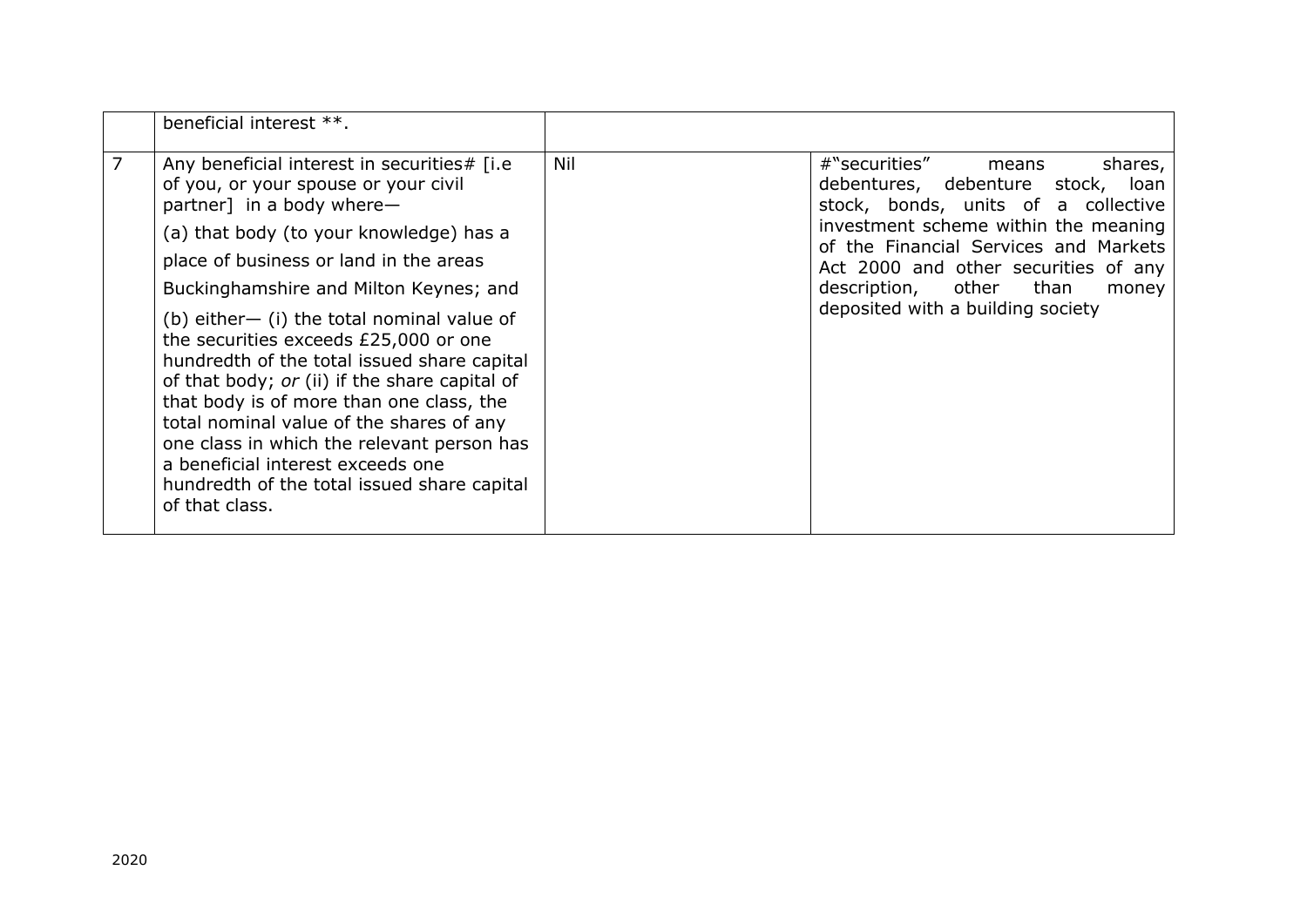| | | | |
|---|---|---|---|
| | beneficial interest **. | | |
| 7 | Any beneficial interest in securities# [i.e of you, or your spouse or your civil partner] in a body where—<br><br>(a) that body (to your knowledge) has a place of business or land in the areas Buckinghamshire and Milton Keynes; and<br><br>(b) either— (i) the total nominal value of the securities exceeds £25,000 or one hundredth of the total issued share capital of that body; *or* (ii) if the share capital of that body is of more than one class, the total nominal value of the shares of any one class in which the relevant person has a beneficial interest exceeds one hundredth of the total issued share capital of that class. | Nil | #"securities" means shares, debentures, debenture stock, loan stock, bonds, units of a collective investment scheme within the meaning of the Financial Services and Markets Act 2000 and other securities of any description, other than money deposited with a building society |

2020